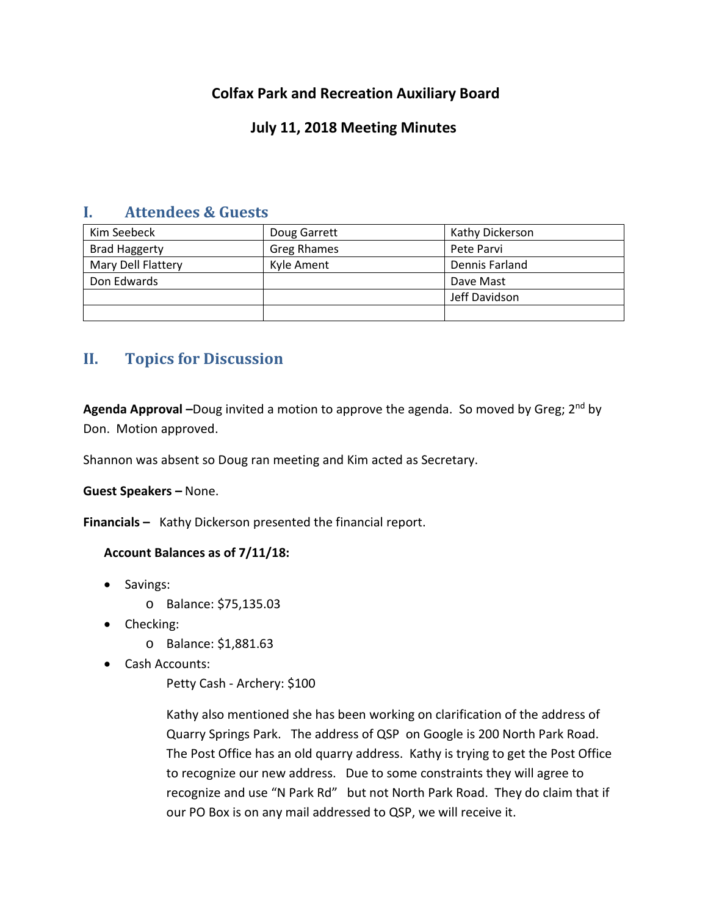# Colfax Park and Recreation Auxiliary Board

## July 11, 2018 Meeting Minutes

## I. Attendees & Guests

| | | |
|---|---|---|
| Kim Seebeck | Doug Garrett | Kathy Dickerson |
| Brad Haggerty | Greg Rhames | Pete Parvi |
| Mary Dell Flattery | Kyle Ament | Dennis Farland |
| Don Edwards | | Dave Mast |
| | | Jeff Davidson |
| | | |

## II. Topics for Discussion

**Agenda Approval –**Doug invited a motion to approve the agenda. So moved by Greg; 2nd by Don. Motion approved.

Shannon was absent so Doug ran meeting and Kim acted as Secretary.

**Guest Speakers –** None.

**Financials –** Kathy Dickerson presented the financial report.

**Account Balances as of 7/11/18:**

- Savings:
  - Balance: $75,135.03
- Checking:
  - Balance: $1,881.63
- Cash Accounts:

  Petty Cash - Archery: $100

  Kathy also mentioned she has been working on clarification of the address of Quarry Springs Park. The address of QSP on Google is 200 North Park Road. The Post Office has an old quarry address. Kathy is trying to get the Post Office to recognize our new address. Due to some constraints they will agree to recognize and use "N Park Rd" but not North Park Road. They do claim that if our PO Box is on any mail addressed to QSP, we will receive it.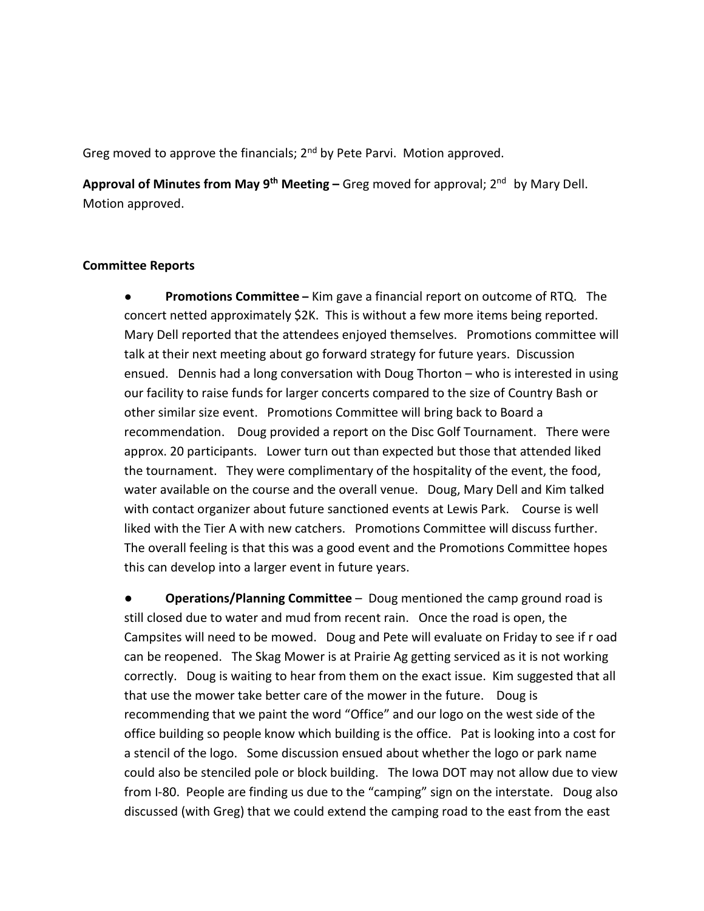Greg moved to approve the financials; 2nd by Pete Parvi. Motion approved.

**Approval of Minutes from May 9th Meeting –** Greg moved for approval; 2nd by Mary Dell. Motion approved.

**Committee Reports**

- **Promotions Committee –** Kim gave a financial report on outcome of RTQ. The concert netted approximately $2K. This is without a few more items being reported. Mary Dell reported that the attendees enjoyed themselves. Promotions committee will talk at their next meeting about go forward strategy for future years. Discussion ensued. Dennis had a long conversation with Doug Thorton – who is interested in using our facility to raise funds for larger concerts compared to the size of Country Bash or other similar size event. Promotions Committee will bring back to Board a recommendation. Doug provided a report on the Disc Golf Tournament. There were approx. 20 participants. Lower turn out than expected but those that attended liked the tournament. They were complimentary of the hospitality of the event, the food, water available on the course and the overall venue. Doug, Mary Dell and Kim talked with contact organizer about future sanctioned events at Lewis Park. Course is well liked with the Tier A with new catchers. Promotions Committee will discuss further. The overall feeling is that this was a good event and the Promotions Committee hopes this can develop into a larger event in future years.

- **Operations/Planning Committee** – Doug mentioned the camp ground road is still closed due to water and mud from recent rain. Once the road is open, the Campsites will need to be mowed. Doug and Pete will evaluate on Friday to see if r oad can be reopened. The Skag Mower is at Prairie Ag getting serviced as it is not working correctly. Doug is waiting to hear from them on the exact issue. Kim suggested that all that use the mower take better care of the mower in the future. Doug is recommending that we paint the word "Office" and our logo on the west side of the office building so people know which building is the office. Pat is looking into a cost for a stencil of the logo. Some discussion ensued about whether the logo or park name could also be stenciled pole or block building. The Iowa DOT may not allow due to view from I-80. People are finding us due to the "camping" sign on the interstate. Doug also discussed (with Greg) that we could extend the camping road to the east from the east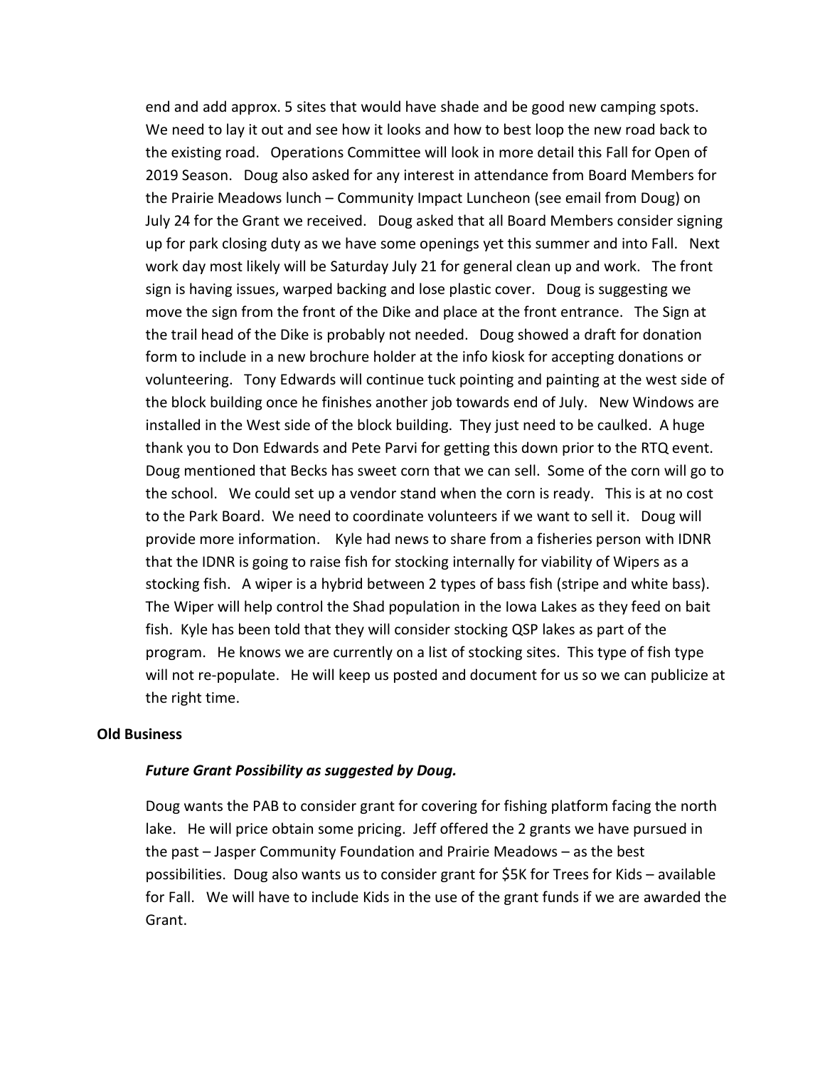end and add approx. 5 sites that would have shade and be good new camping spots. We need to lay it out and see how it looks and how to best loop the new road back to the existing road. Operations Committee will look in more detail this Fall for Open of 2019 Season. Doug also asked for any interest in attendance from Board Members for the Prairie Meadows lunch – Community Impact Luncheon (see email from Doug) on July 24 for the Grant we received. Doug asked that all Board Members consider signing up for park closing duty as we have some openings yet this summer and into Fall. Next work day most likely will be Saturday July 21 for general clean up and work. The front sign is having issues, warped backing and lose plastic cover. Doug is suggesting we move the sign from the front of the Dike and place at the front entrance. The Sign at the trail head of the Dike is probably not needed. Doug showed a draft for donation form to include in a new brochure holder at the info kiosk for accepting donations or volunteering. Tony Edwards will continue tuck pointing and painting at the west side of the block building once he finishes another job towards end of July. New Windows are installed in the West side of the block building. They just need to be caulked. A huge thank you to Don Edwards and Pete Parvi for getting this down prior to the RTQ event. Doug mentioned that Becks has sweet corn that we can sell. Some of the corn will go to the school. We could set up a vendor stand when the corn is ready. This is at no cost to the Park Board. We need to coordinate volunteers if we want to sell it. Doug will provide more information. Kyle had news to share from a fisheries person with IDNR that the IDNR is going to raise fish for stocking internally for viability of Wipers as a stocking fish. A wiper is a hybrid between 2 types of bass fish (stripe and white bass). The Wiper will help control the Shad population in the Iowa Lakes as they feed on bait fish. Kyle has been told that they will consider stocking QSP lakes as part of the program. He knows we are currently on a list of stocking sites. This type of fish type will not re-populate. He will keep us posted and document for us so we can publicize at the right time.

**Old Business**

***Future Grant Possibility as suggested by Doug.***

Doug wants the PAB to consider grant for covering for fishing platform facing the north lake. He will price obtain some pricing. Jeff offered the 2 grants we have pursued in the past – Jasper Community Foundation and Prairie Meadows – as the best possibilities. Doug also wants us to consider grant for $5K for Trees for Kids – available for Fall. We will have to include Kids in the use of the grant funds if we are awarded the Grant.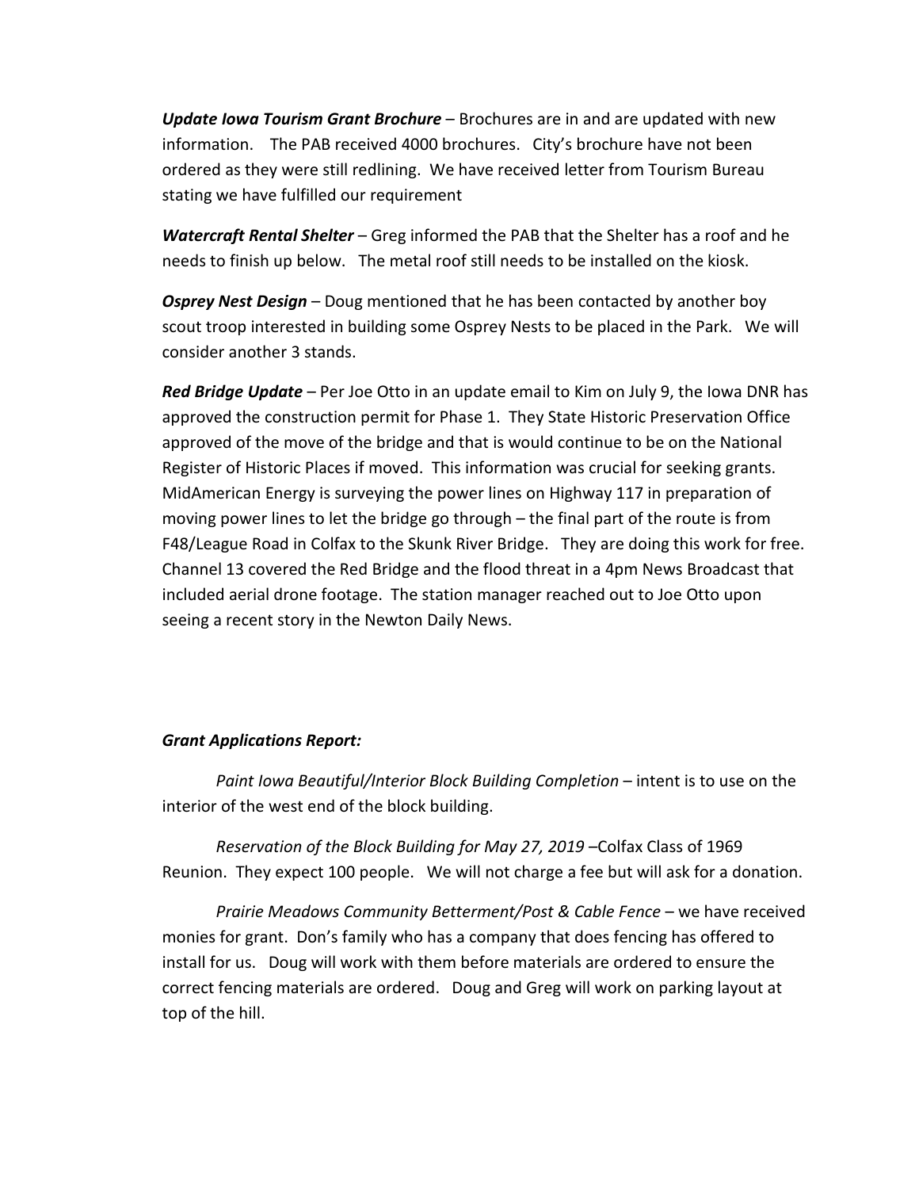***Update Iowa Tourism Grant Brochure*** – Brochures are in and are updated with new information. The PAB received 4000 brochures. City's brochure have not been ordered as they were still redlining. We have received letter from Tourism Bureau stating we have fulfilled our requirement

***Watercraft Rental Shelter*** – Greg informed the PAB that the Shelter has a roof and he needs to finish up below. The metal roof still needs to be installed on the kiosk.

***Osprey Nest Design*** – Doug mentioned that he has been contacted by another boy scout troop interested in building some Osprey Nests to be placed in the Park. We will consider another 3 stands.

***Red Bridge Update*** – Per Joe Otto in an update email to Kim on July 9, the Iowa DNR has approved the construction permit for Phase 1. They State Historic Preservation Office approved of the move of the bridge and that is would continue to be on the National Register of Historic Places if moved. This information was crucial for seeking grants. MidAmerican Energy is surveying the power lines on Highway 117 in preparation of moving power lines to let the bridge go through – the final part of the route is from F48/League Road in Colfax to the Skunk River Bridge. They are doing this work for free. Channel 13 covered the Red Bridge and the flood threat in a 4pm News Broadcast that included aerial drone footage. The station manager reached out to Joe Otto upon seeing a recent story in the Newton Daily News.

***Grant Applications Report:***

*Paint Iowa Beautiful/Interior Block Building Completion* – intent is to use on the interior of the west end of the block building.

*Reservation of the Block Building for May 27, 2019* –Colfax Class of 1969 Reunion. They expect 100 people. We will not charge a fee but will ask for a donation.

*Prairie Meadows Community Betterment/Post & Cable Fence* – we have received monies for grant. Don's family who has a company that does fencing has offered to install for us. Doug will work with them before materials are ordered to ensure the correct fencing materials are ordered. Doug and Greg will work on parking layout at top of the hill.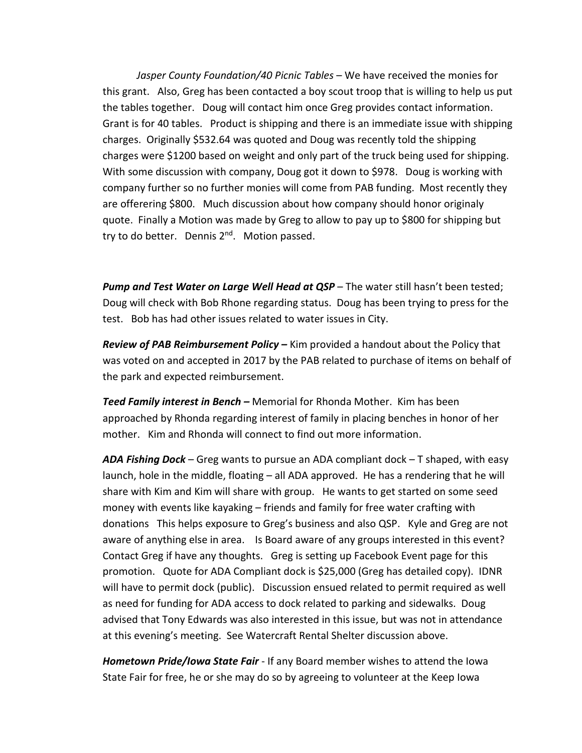*Jasper County Foundation/40 Picnic Tables* – We have received the monies for this grant. Also, Greg has been contacted a boy scout troop that is willing to help us put the tables together. Doug will contact him once Greg provides contact information. Grant is for 40 tables. Product is shipping and there is an immediate issue with shipping charges. Originally $532.64 was quoted and Doug was recently told the shipping charges were $1200 based on weight and only part of the truck being used for shipping. With some discussion with company, Doug got it down to $978. Doug is working with company further so no further monies will come from PAB funding. Most recently they are offerering $800. Much discussion about how company should honor originaly quote. Finally a Motion was made by Greg to allow to pay up to $800 for shipping but try to do better. Dennis 2nd. Motion passed.

***Pump and Test Water on Large Well Head at QSP*** – The water still hasn't been tested; Doug will check with Bob Rhone regarding status. Doug has been trying to press for the test. Bob has had other issues related to water issues in City.

***Review of PAB Reimbursement Policy –*** Kim provided a handout about the Policy that was voted on and accepted in 2017 by the PAB related to purchase of items on behalf of the park and expected reimbursement.

***Teed Family interest in Bench –*** Memorial for Rhonda Mother. Kim has been approached by Rhonda regarding interest of family in placing benches in honor of her mother. Kim and Rhonda will connect to find out more information.

***ADA Fishing Dock*** – Greg wants to pursue an ADA compliant dock – T shaped, with easy launch, hole in the middle, floating – all ADA approved. He has a rendering that he will share with Kim and Kim will share with group. He wants to get started on some seed money with events like kayaking – friends and family for free water crafting with donations This helps exposure to Greg's business and also QSP. Kyle and Greg are not aware of anything else in area. Is Board aware of any groups interested in this event? Contact Greg if have any thoughts. Greg is setting up Facebook Event page for this promotion. Quote for ADA Compliant dock is $25,000 (Greg has detailed copy). IDNR will have to permit dock (public). Discussion ensued related to permit required as well as need for funding for ADA access to dock related to parking and sidewalks. Doug advised that Tony Edwards was also interested in this issue, but was not in attendance at this evening's meeting. See Watercraft Rental Shelter discussion above.

***Hometown Pride/Iowa State Fair*** - If any Board member wishes to attend the Iowa State Fair for free, he or she may do so by agreeing to volunteer at the Keep Iowa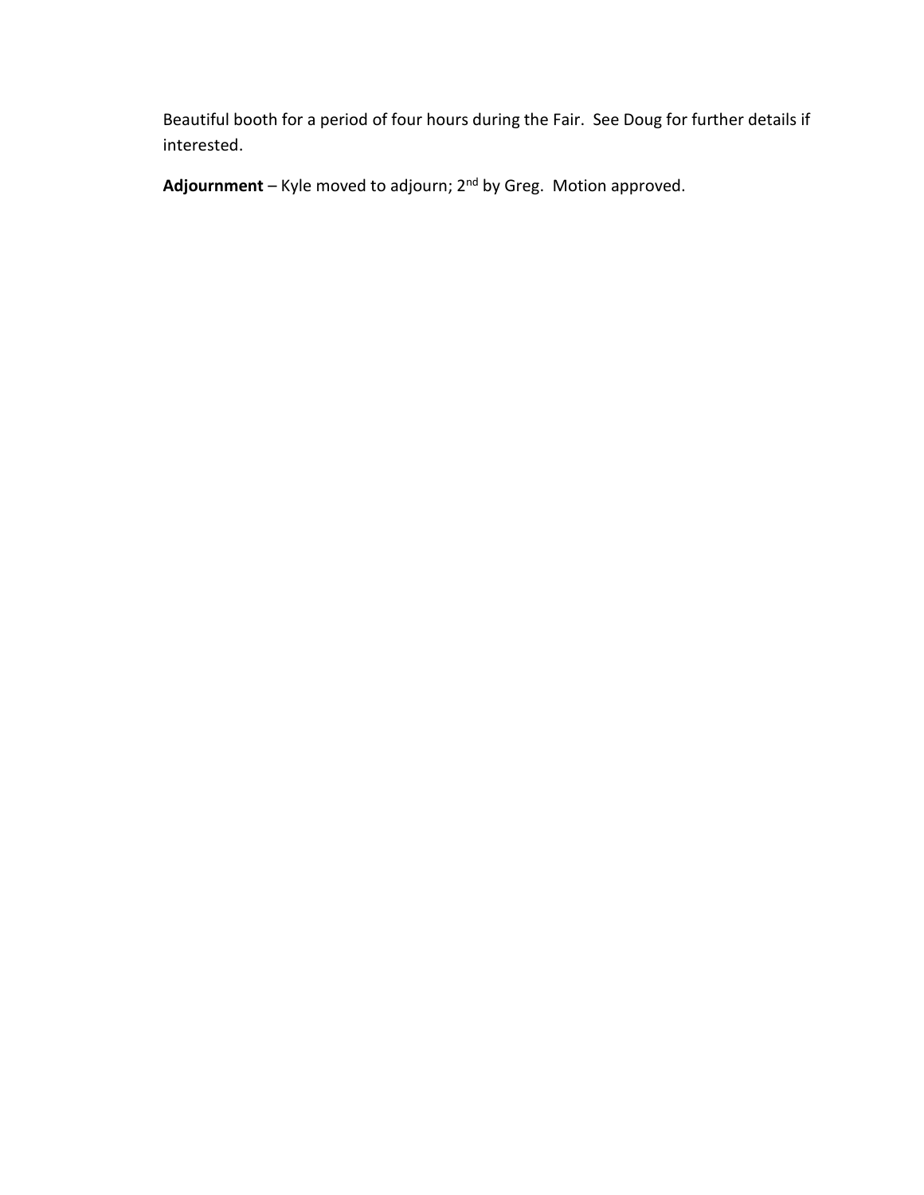Beautiful booth for a period of four hours during the Fair. See Doug for further details if interested.

**Adjournment** – Kyle moved to adjourn; 2nd by Greg. Motion approved.